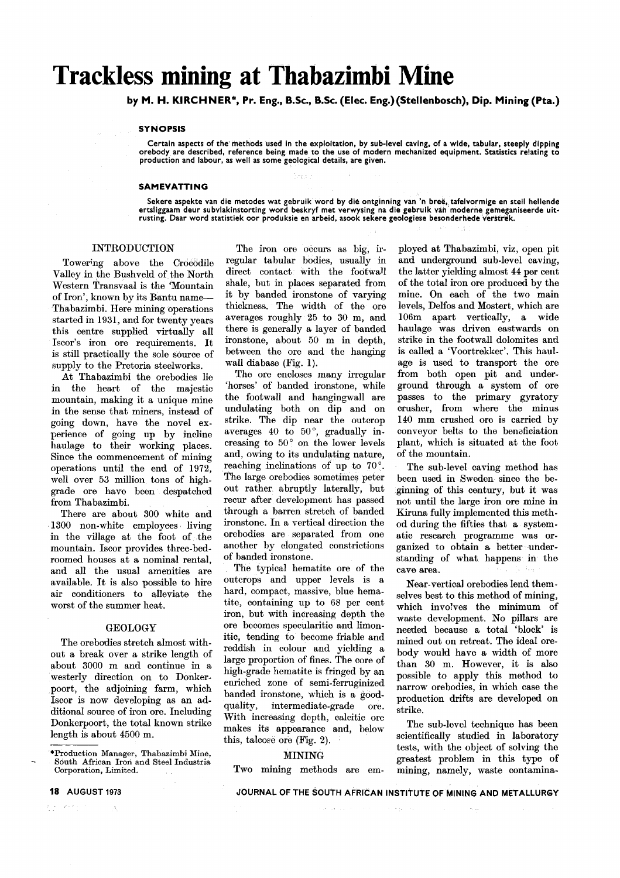# Trackless mining at Thabazimbi Mine

**by M. H. KIRCHNER\*, Pr. Eng., B.Sc., B.Sc. (Elec. Eng.) (Stellenbosch), Dip. Mining (Pta.)**

### SYNOPSIS

Certain aspects of the methods used in the exploitation, by sub-level caving, of a wide, tabular, steeply dipping orebody are described, reference being made to the use of modern mechanized equipment. Statistics relating to production and labour, as well as some geological details, are given.

### SAMEVATTING

Sekere aspekte van die metodes wat gebruik word by die ontginning van 'n breë, tafelvormige en steil hellende ertsliggaam deur subvlakinstorting word beskryf met verwysing na die gebruik van moderne gemeganiseerde uitrusting. Daar word statistiek oor produksie en arbeid, asook sekere geologiese besonderhede verstrek.

## INTRODUCTION

Towering above the Crocodile Valley in the Bushveld of the North Western Transvaal is the 'Mountain of Iron', known by its Bantu name—Thabazimbi. Here mining operations started in 1931, and for twenty years this centre supplied virtually all Iscor's iron ore requirements. It is still practically the sole source of supply to the Pretoria steelworks.

At Thabazimbi the orebodies lie in the heart of the majestic mountain, making it a unique mine in the sense that miners, instead of going down, have the novel experience of going up by incline haulage to their working places. Since the commencement of mining operations until the end of 1972, well over 53 million tons of high-grade ore have been despatched from Thabazimbi.

There are about 300 white and 1300 non-white employees living in the village at the foot of the mountain. Iscor provides three-bedroomed houses at a nominal rental, and all the usual amenities are available. It is also possible to hire air conditioners to alleviate the worst of the summer heat.

## GEOLOGY

The orebodies stretch almost without a break over a strike length of about 3000 m and continue in a westerly direction on to Donkerpoort, the adjoining farm, which Iscor is now developing as an additional source of iron ore. Including Donkerpoort, the total known strike length is about 4500 m.

The iron ore occurs as big, irregular tabular bodies, usually in direct contact with the footwall shale, but in places separated from it by banded ironstone of varying thickness. The width of the ore averages roughly 25 to 30 m, and there is generally a layer of banded ironstone, about 50 m in depth, between the ore and the hanging wall diabase (Fig. 1).

The ore encloses many irregular 'horses' of banded ironstone, while the footwall and hangingwall are undulating both on dip and on strike. The dip near the outcrop averages 40 to 50°, gradually increasing to 50° on the lower levels and, owing to its undulating nature, reaching inclinations of up to 70°. The large orebodies sometimes peter out rather abruptly laterally, but recur after development has passed through a barren stretch of banded ironstone. In a vertical direction the orebodies are separated from one another by elongated constrictions of banded ironstone.

The typical hematite ore of the outcrops and upper levels is a hard, compact, massive, blue hematite, containing up to 68 per cent iron, but with increasing depth the ore becomes specularitic and limonitic, tending to become friable and reddish in colour and yielding a large proportion of fines. The core of high-grade hematite is fringed by an enriched zone of semi-ferruginized banded ironstone, which is a good-quality, intermediate-grade ore. With increasing depth, calcitic ore makes its appearance and, below this, talcose ore (Fig. 2).

## MINING

Two mining methods are employed at Thabazimbi, viz, open pit and underground sub-level caving, the latter yielding almost 44 per cent of the total iron ore produced by the mine. On each of the two main levels, Delfos and Mostert, which are 106m apart vertically, a wide haulage was driven eastwards on strike in the footwall dolomites and is called a 'Voortrekker'. This haulage is used to transport the ore from both open pit and underground through a system of ore passes to the primary gyratory crusher, from where the minus 140 mm crushed ore is carried by conveyor belts to the beneficiation plant, which is situated at the foot of the mountain.

The sub-level caving method has been used in Sweden since the beginning of this century, but it was not until the large iron ore mine in Kiruna fully implemented this method during the fifties that a systematic research programme was organized to obtain a better understanding of what happens in the cave area.

Near-vertical orebodies lend themselves best to this method of mining, which involves the minimum of waste development. No pillars are needed because a total 'block' is mined out on retreat. The ideal orebody would have a width of more than 30 m. However, it is also possible to apply this method to narrow orebodies, in which case the production drifts are developed on strike.

The sub-level technique has been scientifically studied in laboratory tests, with the object of solving the greatest problem in this type of mining, namely, waste contamina-

\*Production Manager, Thabazimbi Mine, South African Iron and Steel Industria Corporation, Limited.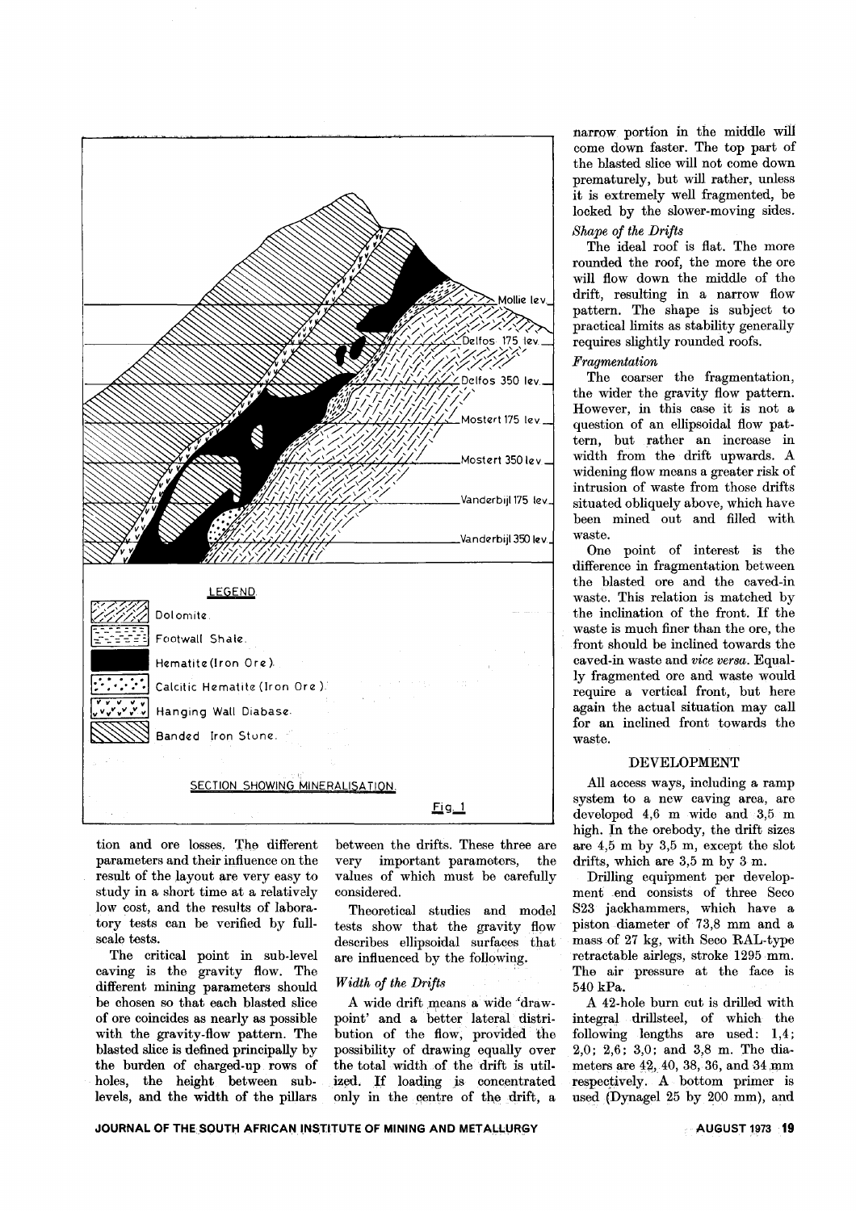LEGEND

- Dolomite.
- Footwall Shale.
- Hematite (Iron Ore).
- Calcitic Hematite (Iron Ore).
- Hanging Wall Diabase.
- Banded Iron Stone.

SECTION SHOWING MINERALISATION.

Fig. 1

tion and ore losses. The different parameters and their influence on the result of the layout are very easy to study in a short time at a relatively low cost, and the results of laboratory tests can be verified by full-scale tests.

The critical point in sub-level caving is the gravity flow. The different mining parameters should be chosen so that each blasted slice of ore coincides as nearly as possible with the gravity-flow pattern. The blasted slice is defined principally by the burden of charged-up rows of holes, the height between sub-levels, and the width of the pillars between the drifts. These three are very important parameters, the values of which must be carefully considered.

Theoretical studies and model tests show that the gravity flow describes ellipsoidal surfaces that are influenced by the following.

*Width of the Drifts*

A wide drift means a wide 'draw-point' and a better lateral distribution of the flow, provided the possibility of drawing equally over the total width of the drift is utilized. If loading is concentrated only in the centre of the drift, a narrow portion in the middle will come down faster. The top part of the blasted slice will not come down prematurely, but will rather, unless it is extremely well fragmented, be locked by the slower-moving sides.

*Shape of the Drifts*

The ideal roof is flat. The more rounded the roof, the more the ore will flow down the middle of the drift, resulting in a narrow flow pattern. The shape is subject to practical limits as stability generally requires slightly rounded roofs.

*Fragmentation*

The coarser the fragmentation, the wider the gravity flow pattern. However, in this case it is not a question of an ellipsoidal flow pattern, but rather an increase in width from the drift upwards. A widening flow means a greater risk of intrusion of waste from those drifts situated obliquely above, which have been mined out and filled with waste.

One point of interest is the difference in fragmentation between the blasted ore and the caved-in waste. This relation is matched by the inclination of the front. If the waste is much finer than the ore, the front should be inclined towards the caved-in waste and *vice versa*. Equally fragmented ore and waste would require a vertical front, but here again the actual situation may call for an inclined front towards the waste.

## DEVELOPMENT

All access ways, including a ramp system to a new caving area, are developed 4,6 m wide and 3,5 m high. In the orebody, the drift sizes are 4,5 m by 3,5 m, except the slot drifts, which are 3,5 m by 3 m.

Drilling equipment per development end consists of three Seco S23 jackhammers, which have a piston diameter of 73,8 mm and a mass of 27 kg, with Seco RAL-type retractable airlegs, stroke 1295 mm. The air pressure at the face is 540 kPa.

A 42-hole burn cut is drilled with integral drillsteel, of which the following lengths are used: 1,4; 2,0; 2,6; 3,0; and 3,8 m. The diameters are 42, 40, 38, 36, and 34 mm respectively. A bottom primer is used (Dynagel 25 by 200 mm), and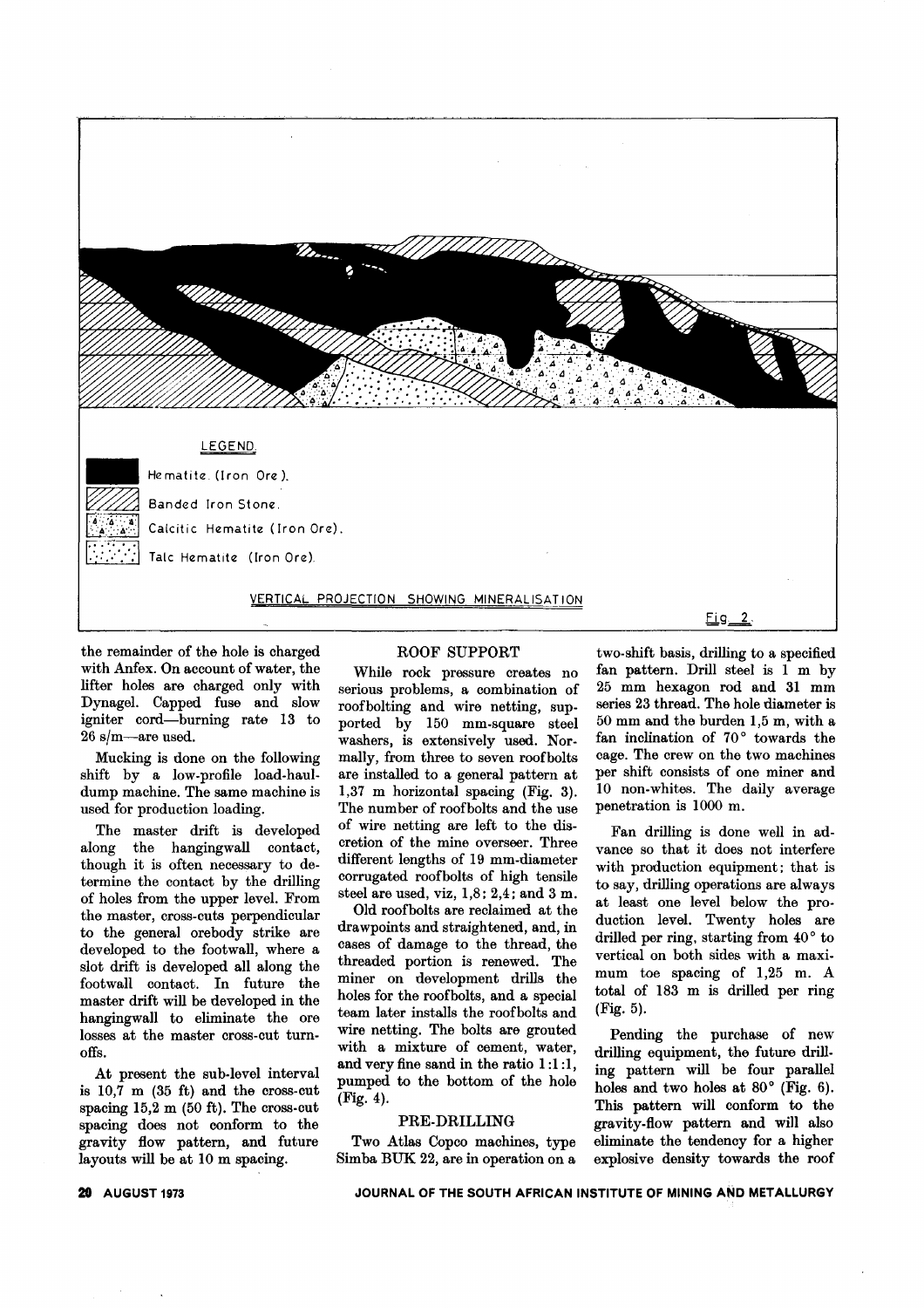LEGEND.

Hematite. (Iron Ore).

Banded Iron Stone.

Calcitic Hematite (Iron Ore).

Talc Hematite (Iron Ore).

VERTICAL PROJECTION SHOWING MINERALISATION

Fig. 2.

the remainder of the hole is charged with Anfex. On account of water, the lifter holes are charged only with Dynagel. Capped fuse and slow igniter cord—burning rate 13 to 26 s/m—are used.

Mucking is done on the following shift by a low-profile load-haul-dump machine. The same machine is used for production loading.

The master drift is developed along the hangingwall contact, though it is often necessary to determine the contact by the drilling of holes from the upper level. From the master, cross-cuts perpendicular to the general orebody strike are developed to the footwall, where a slot drift is developed all along the footwall contact. In future the master drift will be developed in the hangingwall to eliminate the ore losses at the master cross-cut turn-offs.

At present the sub-level interval is 10,7 m (35 ft) and the cross-cut spacing 15,2 m (50 ft). The cross-cut spacing does not conform to the gravity flow pattern, and future layouts will be at 10 m spacing.

## ROOF SUPPORT

While rock pressure creates no serious problems, a combination of roofbolting and wire netting, supported by 150 mm-square steel washers, is extensively used. Normally, from three to seven roofbolts are installed to a general pattern at 1,37 m horizontal spacing (Fig. 3). The number of roofbolts and the use of wire netting are left to the discretion of the mine overseer. Three different lengths of 19 mm-diameter corrugated roofbolts of high tensile steel are used, viz, 1,8; 2,4; and 3 m.

Old roofbolts are reclaimed at the drawpoints and straightened, and, in cases of damage to the thread, the threaded portion is renewed. The miner on development drills the holes for the roofbolts, and a special team later installs the roofbolts and wire netting. The bolts are grouted with a mixture of cement, water, and very fine sand in the ratio 1:1:1, pumped to the bottom of the hole (Fig. 4).

## PRE-DRILLING

Two Atlas Copco machines, type Simba BUK 22, are in operation on a two-shift basis, drilling to a specified fan pattern. Drill steel is 1 m by 25 mm hexagon rod and 31 mm series 23 thread. The hole diameter is 50 mm and the burden 1,5 m, with a fan inclination of 70° towards the cage. The crew on the two machines per shift consists of one miner and 10 non-whites. The daily average penetration is 1000 m.

Fan drilling is done well in advance so that it does not interfere with production equipment; that is to say, drilling operations are always at least one level below the production level. Twenty holes are drilled per ring, starting from 40° to vertical on both sides with a maximum toe spacing of 1,25 m. A total of 183 m is drilled per ring (Fig. 5).

Pending the purchase of new drilling equipment, the future drilling pattern will be four parallel holes and two holes at 80° (Fig. 6). This pattern will conform to the gravity-flow pattern and will also eliminate the tendency for a higher explosive density towards the roof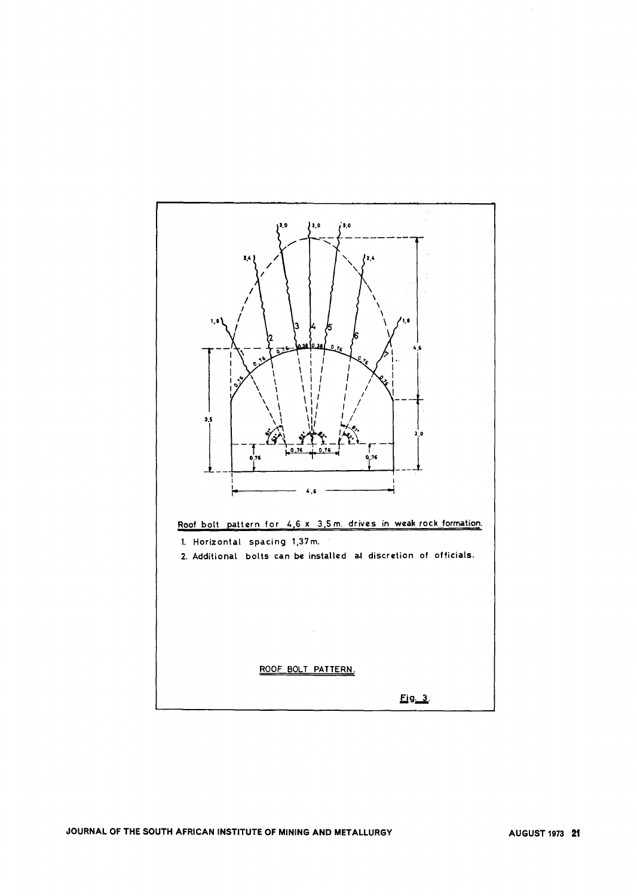Roof bolt pattern for 4,6 x 3,5 m. drives in weak rock formation.

1. Horizontal spacing 1,37 m.
2. Additional bolts can be installed at discretion of officials.

ROOF BOLT PATTERN.

Fig. 3.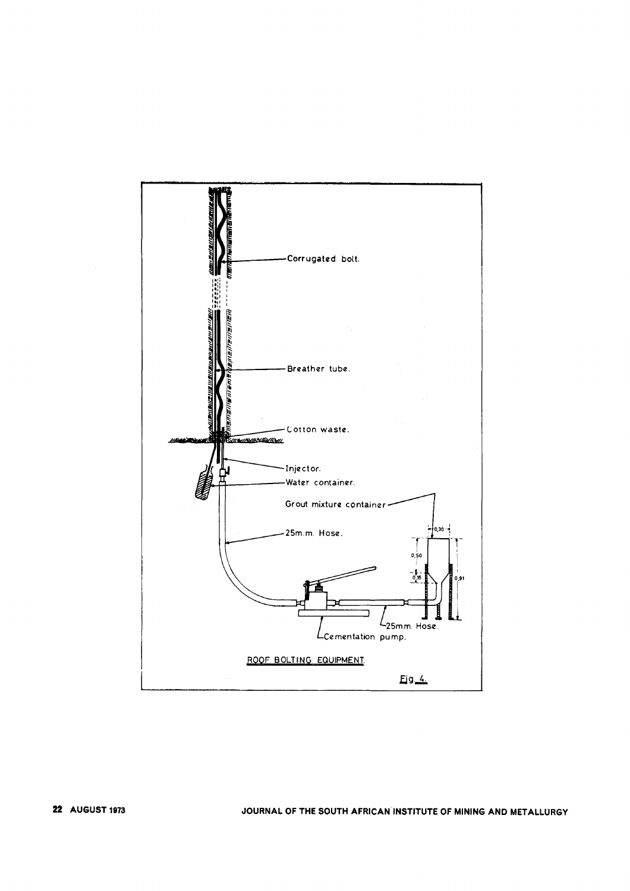ROOF BOLTING EQUIPMENT.

Fig. 4.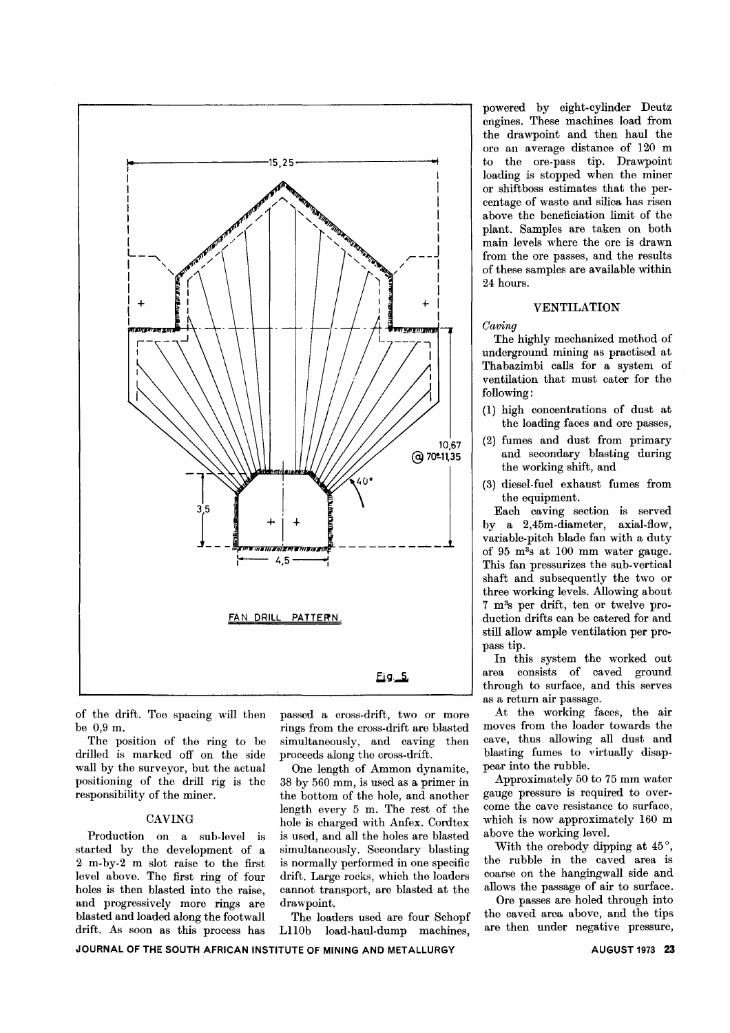FAN DRILL PATTERN

Fig. 5

of the drift. Toe spacing will then be 0,9 m.

The position of the ring to be drilled is marked off on the side wall by the surveyor, but the actual positioning of the drill rig is the responsibility of the miner.

## CAVING

Production on a sub-level is started by the development of a 2 m-by-2 m slot raise to the first level above. The first ring of four holes is then blasted into the raise, and progressively more rings are blasted and loaded along the footwall drift. As soon as this process has passed a cross-drift, two or more rings from the cross-drift are blasted simultaneously, and caving then proceeds along the cross-drift.

One length of Ammon dynamite, 38 by 560 mm, is used as a primer in the bottom of the hole, and another length every 5 m. The rest of the hole is charged with Anfex. Cordtex is used, and all the holes are blasted simultaneously. Secondary blasting is normally performed in one specific drift. Large rocks, which the loaders cannot transport, are blasted at the drawpoint.

The loaders used are four Schopf L110b load-haul-dump machines, powered by eight-cylinder Deutz engines. These machines load from the drawpoint and then haul the ore an average distance of 120 m to the ore-pass tip. Drawpoint loading is stopped when the miner or shiftboss estimates that the percentage of waste and silica has risen above the beneficiation limit of the plant. Samples are taken on both main levels where the ore is drawn from the ore passes, and the results of these samples are available within 24 hours.

## VENTILATION

*Caving*

The highly mechanized method of underground mining as practised at Thabazimbi calls for a system of ventilation that must cater for the following:

(1) high concentrations of dust at the loading faces and ore passes,

(2) fumes and dust from primary and secondary blasting during the working shift, and

(3) diesel-fuel exhaust fumes from the equipment.

Each caving section is served by a 2,45m-diameter, axial-flow, variable-pitch blade fan with a duty of 95 $m^3$s at 100 mm water gauge. This fan pressurizes the sub-vertical shaft and subsequently the two or three working levels. Allowing about 7 $m^3$s per drift, ten or twelve production drifts can be catered for and still allow ample ventilation per prepass tip.

In this system the worked out area consists of caved ground through to surface, and this serves as a return air passage.

At the working faces, the air moves from the loader towards the cave, thus allowing all dust and blasting fumes to virtually disappear into the rubble.

Approximately 50 to 75 mm water gauge pressure is required to overcome the cave resistance to surface, which is now approximately 160 m above the working level.

With the orebody dipping at 45°, the rubble in the caved area is coarse on the hangingwall side and allows the passage of air to surface.

Ore passes are holed through into the caved area above, and the tips are then under negative pressure,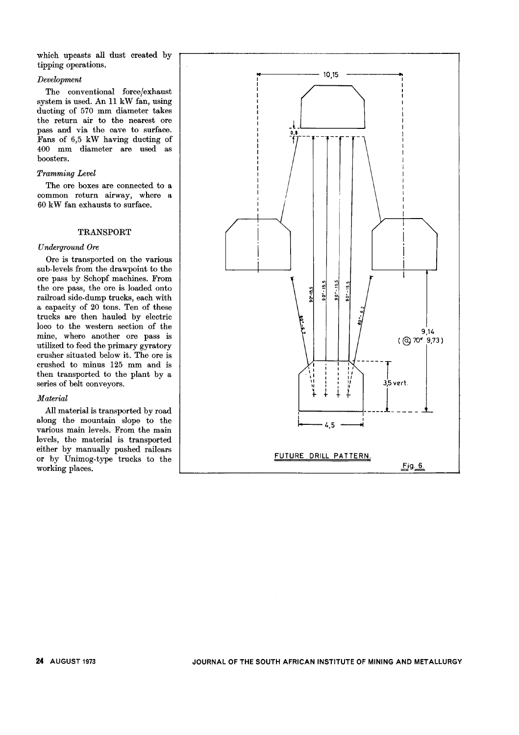which upcasts all dust created by tipping operations.

*Development*

The conventional force/exhaust system is used. An 11 kW fan, using ducting of 570 mm diameter takes the return air to the nearest ore pass and via the cave to surface. Fans of 6,5 kW having ducting of 400 mm diameter are used as boosters.

*Tramming Level*

The ore boxes are connected to a common return airway, where a 60 kW fan exhausts to surface.

## TRANSPORT

*Underground Ore*

Ore is transported on the various sub-levels from the drawpoint to the ore pass by Schopf machines. From the ore pass, the ore is loaded onto railroad side-dump trucks, each with a capacity of 20 tons. Ten of these trucks are then hauled by electric loco to the western section of the mine, where another ore pass is utilized to feed the primary gyratory crusher situated below it. The ore is crushed to minus 125 mm and is then transported to the plant by a series of belt conveyors.

*Material*

All material is transported by road along the mountain slope to the various main levels. From the main levels, the material is transported either by manually pushed railcars or by Unimog-type trucks to the working places.

10,15

0,5

80°-6,2

90°-15,5

90°-15,5

90°-15,5

90°-15,5

80°-6,2

9,14
(@ 70° 9,73)

3,5 vert.

4,5

FUTURE DRILL PATTERN.

Fig. 6